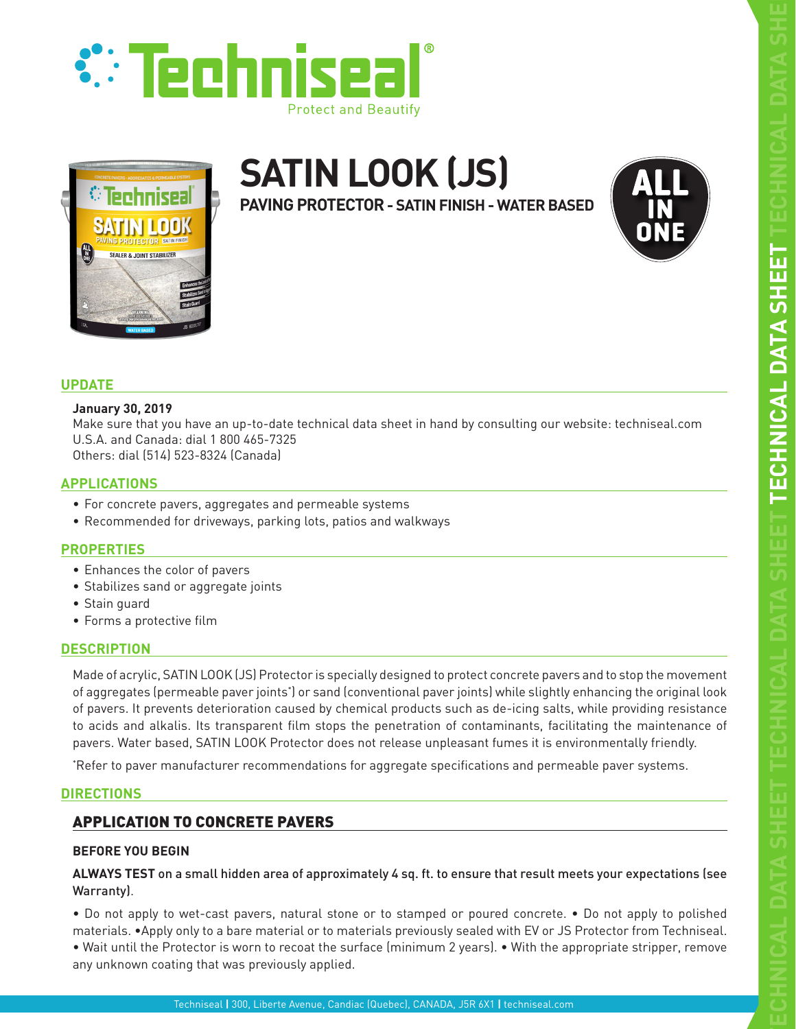# SATIN LOOK (JS)

**PAVING PROTECTOR - SATIN FINISH - WATER BASED**

ALL IN ONE

## UPDATE

**January 30, 2019**
Make sure that you have an up-to-date technical data sheet in hand by consulting our website: techniseal.com
U.S.A. and Canada: dial 1 800 465-7325
Others: dial (514) 523-8324 (Canada)

## APPLICATIONS

- For concrete pavers, aggregates and permeable systems
- Recommended for driveways, parking lots, patios and walkways

## PROPERTIES

- Enhances the color of pavers
- Stabilizes sand or aggregate joints
- Stain guard
- Forms a protective film

## DESCRIPTION

Made of acrylic, SATIN LOOK (JS) Protector is specially designed to protect concrete pavers and to stop the movement of aggregates (permeable paver joints*) or sand (conventional paver joints) while slightly enhancing the original look of pavers. It prevents deterioration caused by chemical products such as de-icing salts, while providing resistance to acids and alkalis. Its transparent film stops the penetration of contaminants, facilitating the maintenance of pavers. Water based, SATIN LOOK Protector does not release unpleasant fumes it is environmentally friendly.

*Refer to paver manufacturer recommendations for aggregate specifications and permeable paver systems.

## DIRECTIONS

### APPLICATION TO CONCRETE PAVERS

#### BEFORE YOU BEGIN

**ALWAYS TEST on a small hidden area of approximately 4 sq. ft. to ensure that result meets your expectations (see Warranty).**

• Do not apply to wet-cast pavers, natural stone or to stamped or poured concrete. • Do not apply to polished materials. •Apply only to a bare material or to materials previously sealed with EV or JS Protector from Techniseal. • Wait until the Protector is worn to recoat the surface (minimum 2 years). • With the appropriate stripper, remove any unknown coating that was previously applied.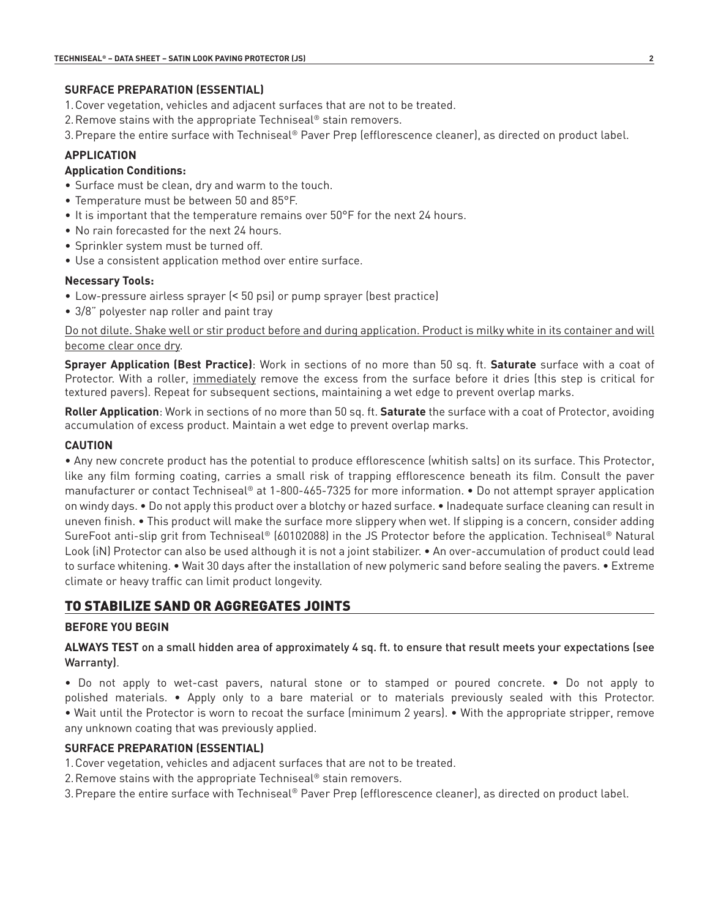### SURFACE PREPARATION (ESSENTIAL)

1. Cover vegetation, vehicles and adjacent surfaces that are not to be treated.
2. Remove stains with the appropriate Techniseal® stain removers.
3. Prepare the entire surface with Techniseal® Paver Prep (efflorescence cleaner), as directed on product label.

### APPLICATION

**Application Conditions:**

- Surface must be clean, dry and warm to the touch.
- Temperature must be between 50 and 85°F.
- It is important that the temperature remains over 50°F for the next 24 hours.
- No rain forecasted for the next 24 hours.
- Sprinkler system must be turned off.
- Use a consistent application method over entire surface.

**Necessary Tools:**

- Low-pressure airless sprayer (< 50 psi) or pump sprayer (best practice)
- 3/8" polyester nap roller and paint tray

<u>Do not dilute. Shake well or stir product before and during application. Product is milky white in its container and will become clear once dry</u>.

**Sprayer Application (Best Practice)**: Work in sections of no more than 50 sq. ft. **Saturate** surface with a coat of Protector. With a roller, <u>immediately</u> remove the excess from the surface before it dries (this step is critical for textured pavers). Repeat for subsequent sections, maintaining a wet edge to prevent overlap marks.

**Roller Application**: Work in sections of no more than 50 sq. ft. **Saturate** the surface with a coat of Protector, avoiding accumulation of excess product. Maintain a wet edge to prevent overlap marks.

### CAUTION

• Any new concrete product has the potential to produce efflorescence (whitish salts) on its surface. This Protector, like any film forming coating, carries a small risk of trapping efflorescence beneath its film. Consult the paver manufacturer or contact Techniseal® at 1-800-465-7325 for more information. • Do not attempt sprayer application on windy days. • Do not apply this product over a blotchy or hazed surface. • Inadequate surface cleaning can result in uneven finish. • This product will make the surface more slippery when wet. If slipping is a concern, consider adding SureFoot anti-slip grit from Techniseal® (60102088) in the JS Protector before the application. Techniseal® Natural Look (iN) Protector can also be used although it is not a joint stabilizer. • An over-accumulation of product could lead to surface whitening. • Wait 30 days after the installation of new polymeric sand before sealing the pavers. • Extreme climate or heavy traffic can limit product longevity.

## TO STABILIZE SAND OR AGGREGATES JOINTS

### BEFORE YOU BEGIN

**ALWAYS TEST** on a small hidden area of approximately 4 sq. ft. to ensure that result meets your expectations (see Warranty).

• Do not apply to wet-cast pavers, natural stone or to stamped or poured concrete. • Do not apply to polished materials. • Apply only to a bare material or to materials previously sealed with this Protector. • Wait until the Protector is worn to recoat the surface (minimum 2 years). • With the appropriate stripper, remove any unknown coating that was previously applied.

### SURFACE PREPARATION (ESSENTIAL)

1. Cover vegetation, vehicles and adjacent surfaces that are not to be treated.
2. Remove stains with the appropriate Techniseal® stain removers.
3. Prepare the entire surface with Techniseal® Paver Prep (efflorescence cleaner), as directed on product label.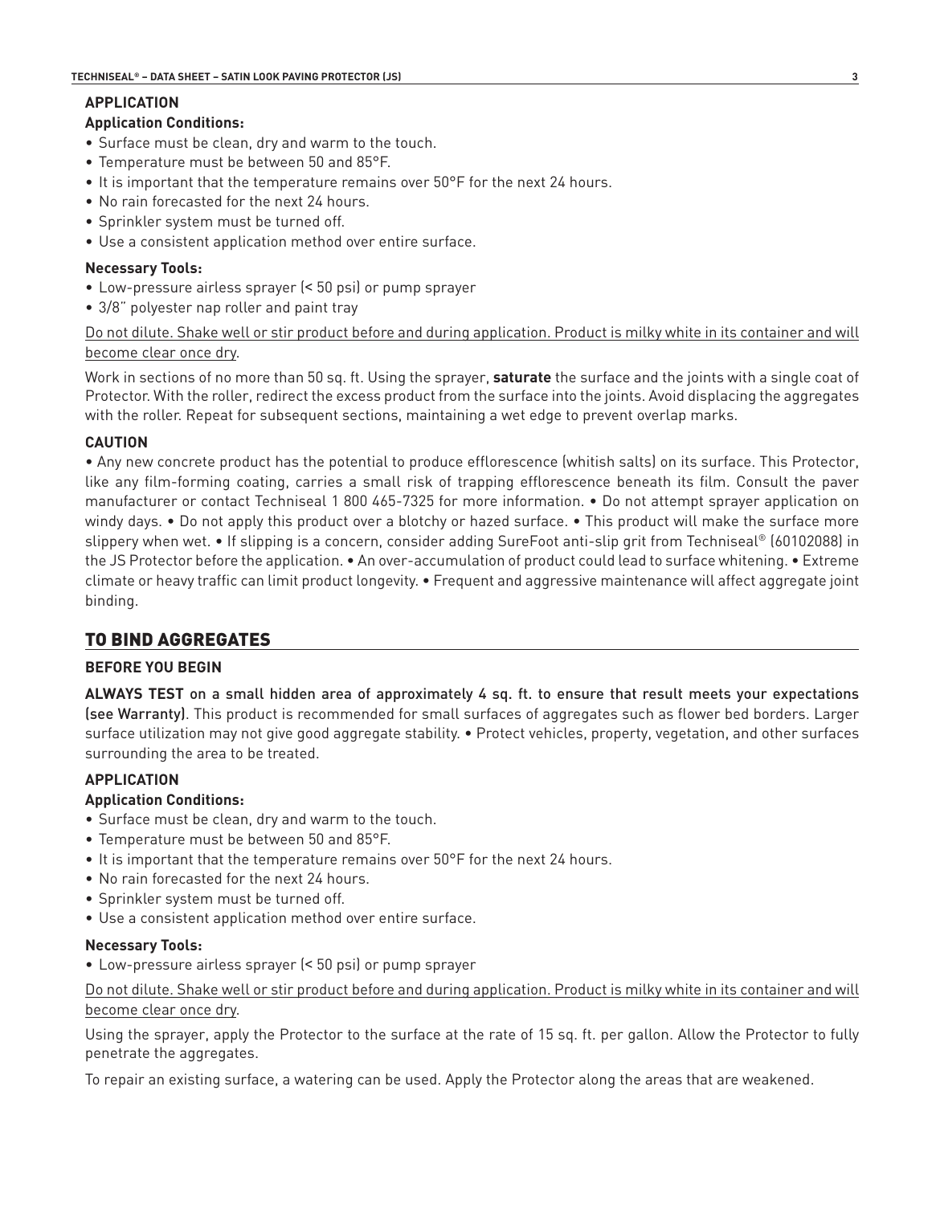### APPLICATION

#### Application Conditions:

- Surface must be clean, dry and warm to the touch.
- Temperature must be between 50 and 85°F.
- It is important that the temperature remains over 50°F for the next 24 hours.
- No rain forecasted for the next 24 hours.
- Sprinkler system must be turned off.
- Use a consistent application method over entire surface.

#### Necessary Tools:

- Low-pressure airless sprayer (< 50 psi) or pump sprayer
- 3/8" polyester nap roller and paint tray

<u>Do not dilute. Shake well or stir product before and during application. Product is milky white in its container and will become clear once dry</u>.

Work in sections of no more than 50 sq. ft. Using the sprayer, **saturate** the surface and the joints with a single coat of Protector. With the roller, redirect the excess product from the surface into the joints. Avoid displacing the aggregates with the roller. Repeat for subsequent sections, maintaining a wet edge to prevent overlap marks.

#### CAUTION

• Any new concrete product has the potential to produce efflorescence (whitish salts) on its surface. This Protector, like any film-forming coating, carries a small risk of trapping efflorescence beneath its film. Consult the paver manufacturer or contact Techniseal 1 800 465-7325 for more information. • Do not attempt sprayer application on windy days. • Do not apply this product over a blotchy or hazed surface. • This product will make the surface more slippery when wet. • If slipping is a concern, consider adding SureFoot anti-slip grit from Techniseal® (60102088) in the JS Protector before the application. • An over-accumulation of product could lead to surface whitening. • Extreme climate or heavy traffic can limit product longevity. • Frequent and aggressive maintenance will affect aggregate joint binding.

## TO BIND AGGREGATES

### BEFORE YOU BEGIN

**ALWAYS TEST on a small hidden area of approximately 4 sq. ft. to ensure that result meets your expectations (see Warranty)**. This product is recommended for small surfaces of aggregates such as flower bed borders. Larger surface utilization may not give good aggregate stability. • Protect vehicles, property, vegetation, and other surfaces surrounding the area to be treated.

### APPLICATION

#### Application Conditions:

- Surface must be clean, dry and warm to the touch.
- Temperature must be between 50 and 85°F.
- It is important that the temperature remains over 50°F for the next 24 hours.
- No rain forecasted for the next 24 hours.
- Sprinkler system must be turned off.
- Use a consistent application method over entire surface.

#### Necessary Tools:

- Low-pressure airless sprayer (< 50 psi) or pump sprayer

<u>Do not dilute. Shake well or stir product before and during application. Product is milky white in its container and will become clear once dry</u>.

Using the sprayer, apply the Protector to the surface at the rate of 15 sq. ft. per gallon. Allow the Protector to fully penetrate the aggregates.

To repair an existing surface, a watering can be used. Apply the Protector along the areas that are weakened.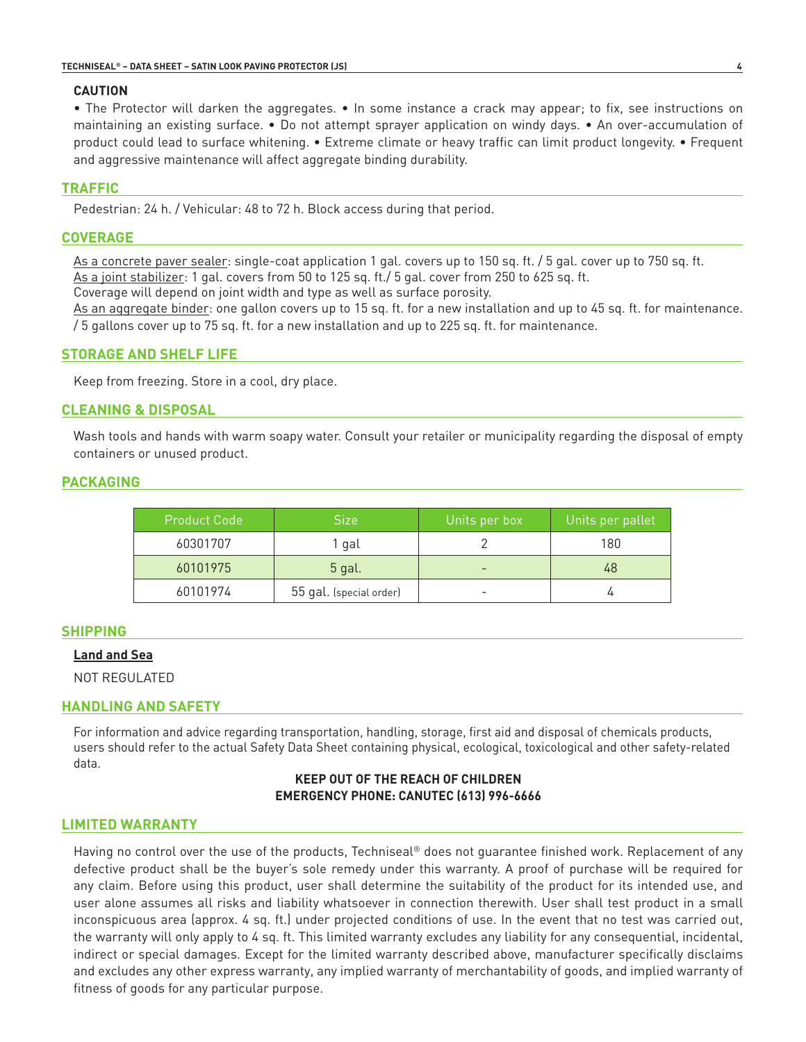**CAUTION**

• The Protector will darken the aggregates. • In some instance a crack may appear; to fix, see instructions on maintaining an existing surface. • Do not attempt sprayer application on windy days. • An over-accumulation of product could lead to surface whitening. • Extreme climate or heavy traffic can limit product longevity. • Frequent and aggressive maintenance will affect aggregate binding durability.

## TRAFFIC

Pedestrian: 24 h. / Vehicular: 48 to 72 h. Block access during that period.

## COVERAGE

As a concrete paver sealer: single-coat application 1 gal. covers up to 150 sq. ft. / 5 gal. cover up to 750 sq. ft.
As a joint stabilizer: 1 gal. covers from 50 to 125 sq. ft./ 5 gal. cover from 250 to 625 sq. ft.
Coverage will depend on joint width and type as well as surface porosity.
As an aggregate binder: one gallon covers up to 15 sq. ft. for a new installation and up to 45 sq. ft. for maintenance. / 5 gallons cover up to 75 sq. ft. for a new installation and up to 225 sq. ft. for maintenance.

## STORAGE AND SHELF LIFE

Keep from freezing. Store in a cool, dry place.

## CLEANING & DISPOSAL

Wash tools and hands with warm soapy water. Consult your retailer or municipality regarding the disposal of empty containers or unused product.

## PACKAGING

| Product Code | Size | Units per box | Units per pallet |
|---|---|---|---|
| 60301707 | 1 gal | 2 | 180 |
| 60101975 | 5 gal. | - | 48 |
| 60101974 | 55 gal. (special order) | - | 4 |

## SHIPPING

**Land and Sea**

NOT REGULATED

## HANDLING AND SAFETY

For information and advice regarding transportation, handling, storage, first aid and disposal of chemicals products, users should refer to the actual Safety Data Sheet containing physical, ecological, toxicological and other safety-related data.

**KEEP OUT OF THE REACH OF CHILDREN**
**EMERGENCY PHONE: CANUTEC (613) 996-6666**

## LIMITED WARRANTY

Having no control over the use of the products, Techniseal® does not guarantee finished work. Replacement of any defective product shall be the buyer's sole remedy under this warranty. A proof of purchase will be required for any claim. Before using this product, user shall determine the suitability of the product for its intended use, and user alone assumes all risks and liability whatsoever in connection therewith. User shall test product in a small inconspicuous area (approx. 4 sq. ft.) under projected conditions of use. In the event that no test was carried out, the warranty will only apply to 4 sq. ft. This limited warranty excludes any liability for any consequential, incidental, indirect or special damages. Except for the limited warranty described above, manufacturer specifically disclaims and excludes any other express warranty, any implied warranty of merchantability of goods, and implied warranty of fitness of goods for any particular purpose.